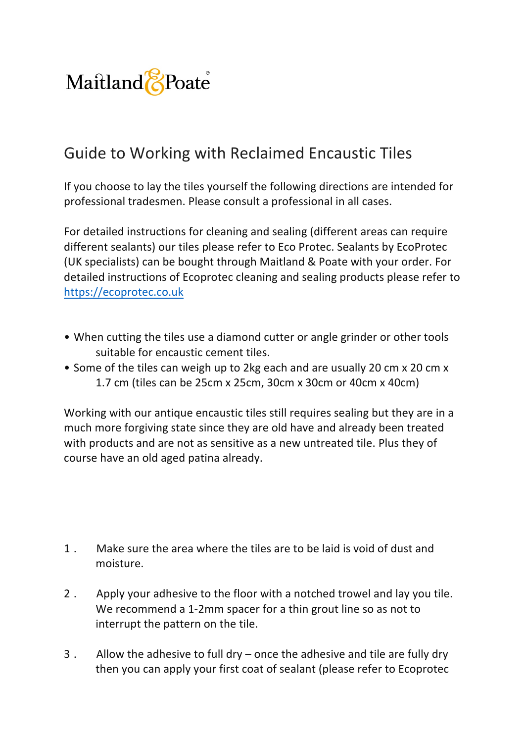Maitland & Poate

# Guide to Working with Reclaimed Encaustic Tiles

If you choose to lay the tiles yourself the following directions are intended for professional tradesmen. Please consult a professional in all cases.

For detailed instructions for cleaning and sealing (different areas can require different sealants) our tiles please refer to Eco Protec. Sealants by EcoProtec (UK specialists) can be bought through Maitland & Poate with your order. For detailed instructions of Ecoprotec cleaning and sealing products please refer to [https://ecoprotec.co.uk](https://ecoprotec.co.uk)

- When cutting the tiles use a diamond cutter or angle grinder or other tools suitable for encaustic cement tiles.
- Some of the tiles can weigh up to 2kg each and are usually 20 cm x 20 cm x 1.7 cm (tiles can be 25cm x 25cm, 30cm x 30cm or 40cm x 40cm)

Working with our antique encaustic tiles still requires sealing but they are in a much more forgiving state since they are old have and already been treated with products and are not as sensitive as a new untreated tile. Plus they of course have an old aged patina already.

1. Make sure the area where the tiles are to be laid is void of dust and moisture.

2. Apply your adhesive to the floor with a notched trowel and lay you tile. We recommend a 1-2mm spacer for a thin grout line so as not to interrupt the pattern on the tile.

3. Allow the adhesive to full dry – once the adhesive and tile are fully dry then you can apply your first coat of sealant (please refer to Ecoprotec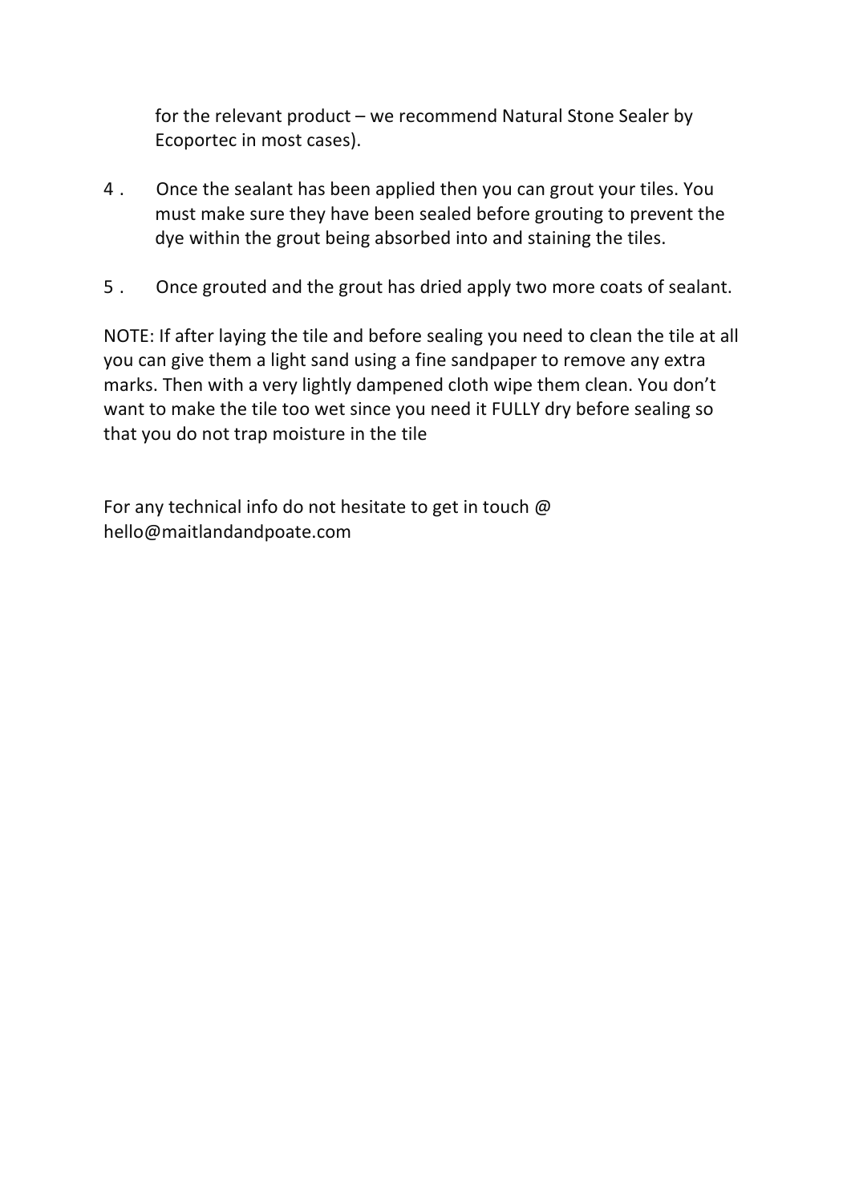for the relevant product – we recommend Natural Stone Sealer by Ecoportec in most cases).

4. Once the sealant has been applied then you can grout your tiles. You must make sure they have been sealed before grouting to prevent the dye within the grout being absorbed into and staining the tiles.

5. Once grouted and the grout has dried apply two more coats of sealant.

NOTE: If after laying the tile and before sealing you need to clean the tile at all you can give them a light sand using a fine sandpaper to remove any extra marks. Then with a very lightly dampened cloth wipe them clean. You don't want to make the tile too wet since you need it FULLY dry before sealing so that you do not trap moisture in the tile

For any technical info do not hesitate to get in touch @ hello@maitlandandpoate.com